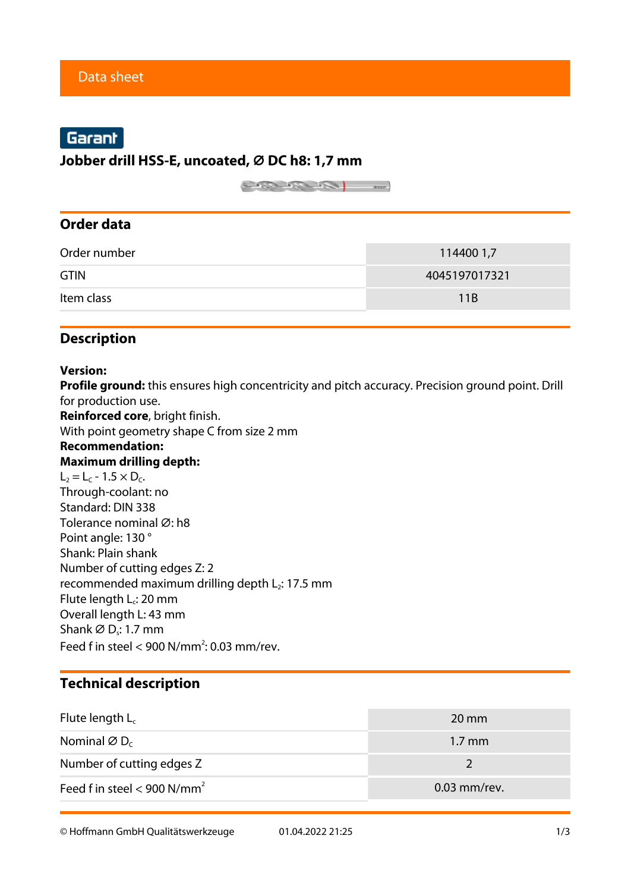Data sheet

Garant

# Jobber drill HSS-E, uncoated, Ø DC h8: 1,7 mm

## Order data

| | |
|---|---|
| Order number | 114400 1,7 |
| GTIN | 4045197017321 |
| Item class | 11B |

## Description

**Version:**
**Profile ground:** this ensures high concentricity and pitch accuracy. Precision ground point. Drill for production use.
**Reinforced core**, bright finish.
With point geometry shape C from size 2 mm
**Recommendation:**
**Maximum drilling depth:**
$L_2 = L_c - 1.5 \times D_c$.
Through-coolant: no
Standard: DIN 338
Tolerance nominal Ø: h8
Point angle: 130 °
Shank: Plain shank
Number of cutting edges Z: 2
recommended maximum drilling depth $L_2$: 17.5 mm
Flute length $L_c$: 20 mm
Overall length L: 43 mm
Shank Ø $D_s$: 1.7 mm
Feed f in steel < 900 N/mm$^2$: 0.03 mm/rev.

## Technical description

| | |
|---|---|
| Flute length $L_c$ | 20 mm |
| Nominal Ø $D_C$ | 1.7 mm |
| Number of cutting edges Z | 2 |
| Feed f in steel < 900 N/mm$^2$ | 0.03 mm/rev. |

© Hoffmann GmbH Qualitätswerkzeuge 01.04.2022 21:25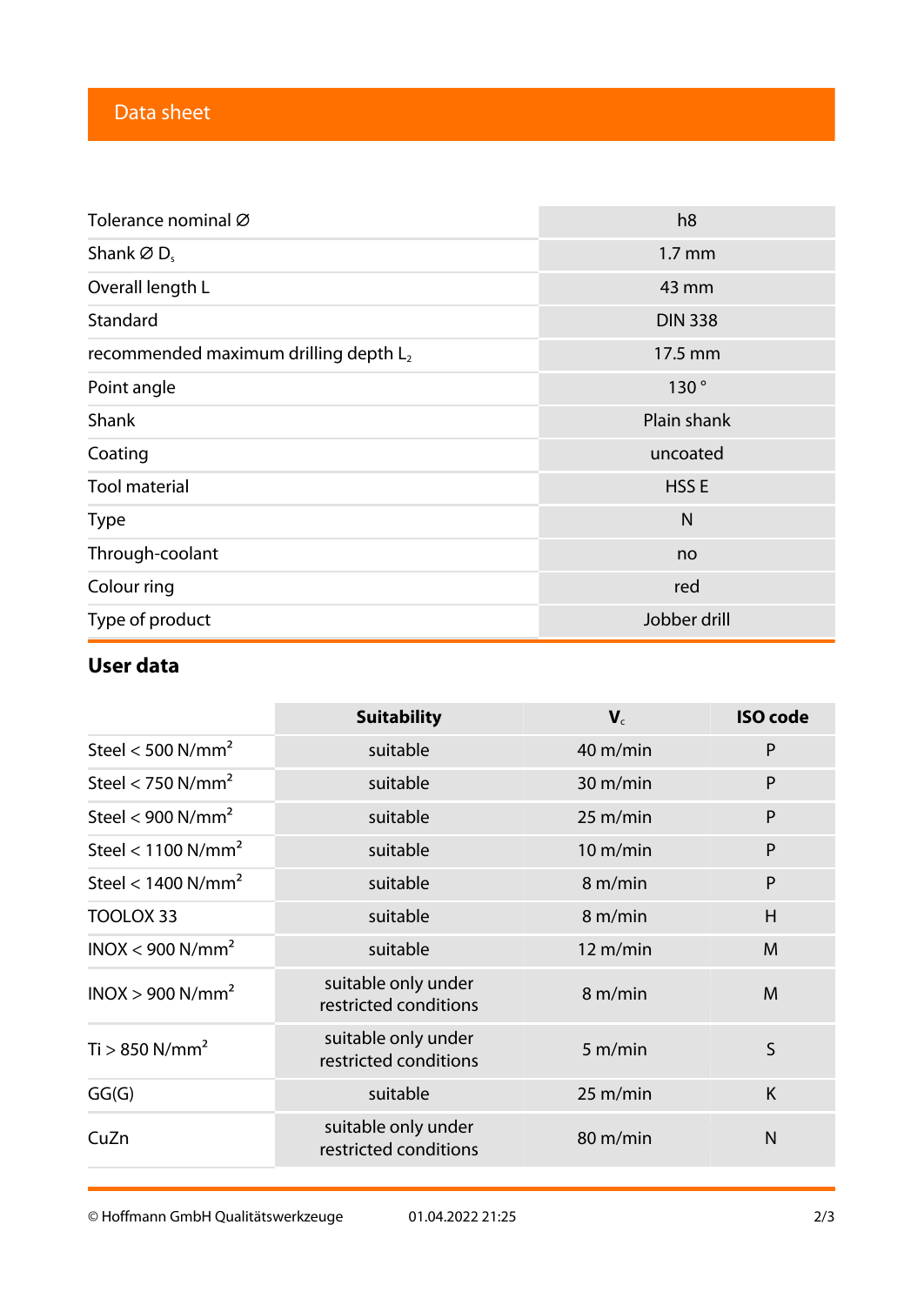## Data sheet

| | |
|---|---|
| Tolerance nominal ∅ | h8 |
| Shank ∅ $D_s$ | 1.7 mm |
| Overall length L | 43 mm |
| Standard | DIN 338 |
| recommended maximum drilling depth $L_2$ | 17.5 mm |
| Point angle | 130 ° |
| Shank | Plain shank |
| Coating | uncoated |
| Tool material | HSS E |
| Type | N |
| Through-coolant | no |
| Colour ring | red |
| Type of product | Jobber drill |

## User data

| | Suitability | $V_c$ | ISO code |
|---|---|---|---|
| Steel < 500 $N/mm^2$ | suitable | 40 m/min | P |
| Steel < 750 $N/mm^2$ | suitable | 30 m/min | P |
| Steel < 900 $N/mm^2$ | suitable | 25 m/min | P |
| Steel < 1100 $N/mm^2$ | suitable | 10 m/min | P |
| Steel < 1400 $N/mm^2$ | suitable | 8 m/min | P |
| TOOLOX 33 | suitable | 8 m/min | H |
| INOX < 900 $N/mm^2$ | suitable | 12 m/min | M |
| INOX > 900 $N/mm^2$ | suitable only under restricted conditions | 8 m/min | M |
| Ti > 850 $N/mm^2$ | suitable only under restricted conditions | 5 m/min | S |
| GG(G) | suitable | 25 m/min | K |
| CuZn | suitable only under restricted conditions | 80 m/min | N |

© Hoffmann GmbH Qualitätswerkzeuge 01.04.2022 21:25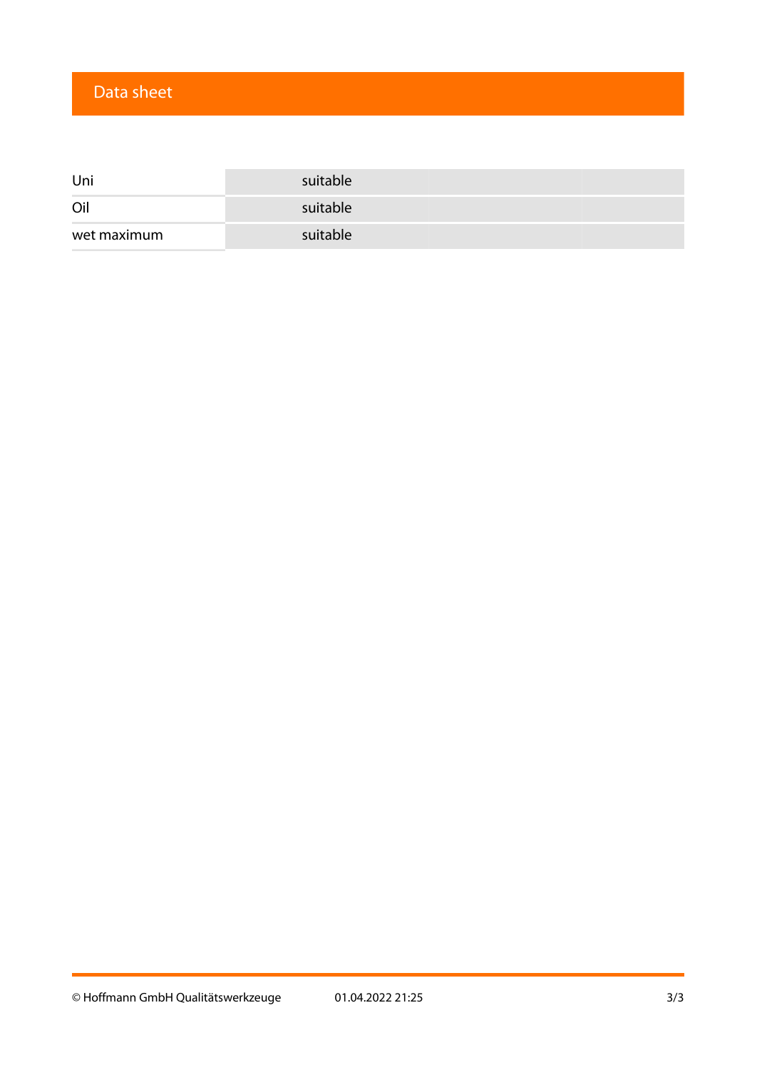## Data sheet

| | |
|---|---|
| Uni | suitable |
| Oil | suitable |
| wet maximum | suitable |